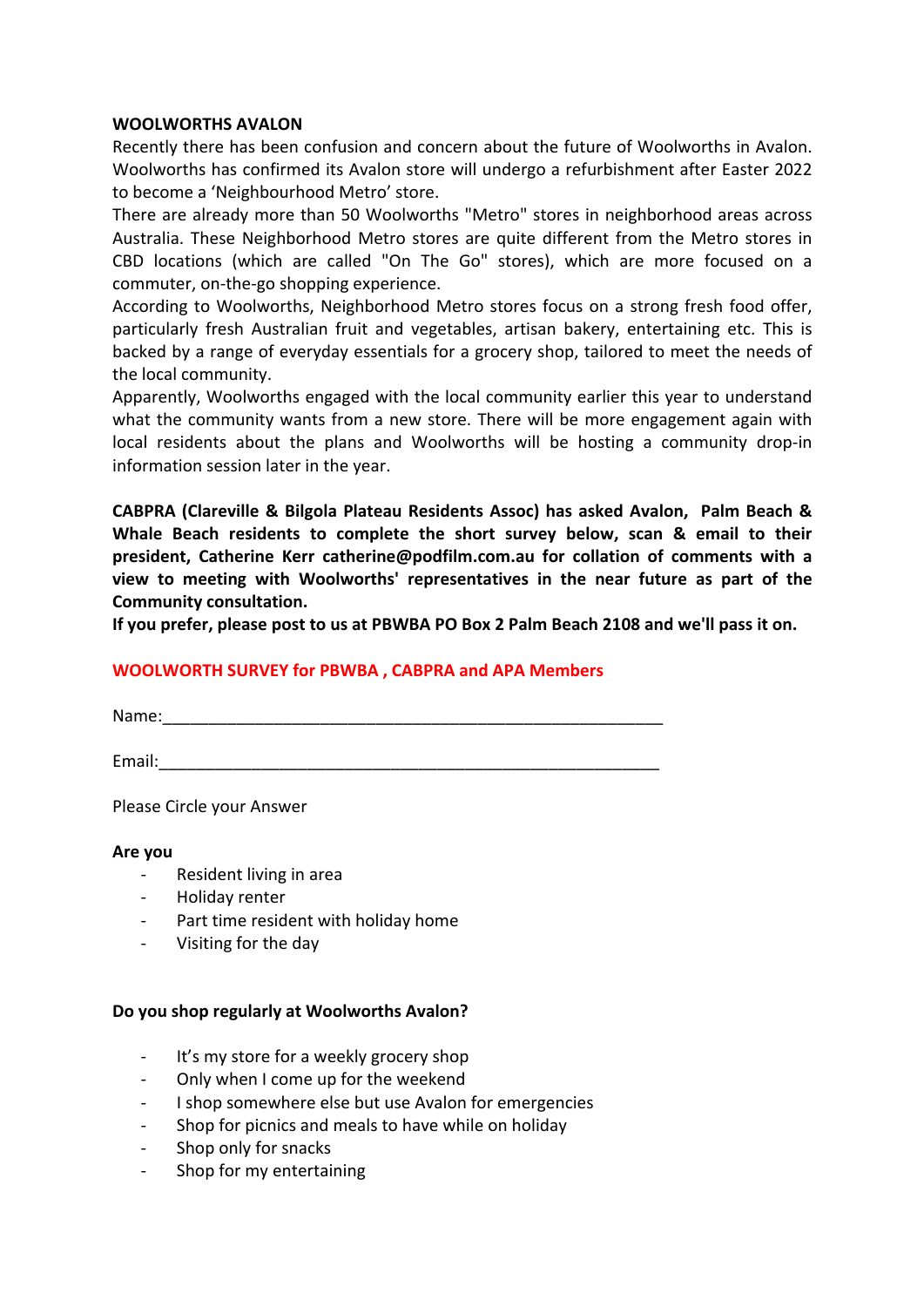**WOOLWORTHS AVALON**

Recently there has been confusion and concern about the future of Woolworths in Avalon. Woolworths has confirmed its Avalon store will undergo a refurbishment after Easter 2022 to become a 'Neighbourhood Metro' store.

There are already more than 50 Woolworths "Metro" stores in neighborhood areas across Australia. These Neighborhood Metro stores are quite different from the Metro stores in CBD locations (which are called "On The Go" stores), which are more focused on a commuter, on-the-go shopping experience.

According to Woolworths, Neighborhood Metro stores focus on a strong fresh food offer, particularly fresh Australian fruit and vegetables, artisan bakery, entertaining etc. This is backed by a range of everyday essentials for a grocery shop, tailored to meet the needs of the local community.

Apparently, Woolworths engaged with the local community earlier this year to understand what the community wants from a new store. There will be more engagement again with local residents about the plans and Woolworths will be hosting a community drop-in information session later in the year.

**CABPRA (Clareville & Bilgola Plateau Residents Assoc) has asked Avalon, Palm Beach & Whale Beach residents to complete the short survey below, scan & email to their president, Catherine Kerr catherine@podfilm.com.au for collation of comments with a view to meeting with Woolworths' representatives in the near future as part of the Community consultation.**

**If you prefer, please post to us at PBWBA PO Box 2 Palm Beach 2108 and we'll pass it on.**

**WOOLWORTH SURVEY for PBWBA , CABPRA and APA Members**

Name:_______________________________________________________

Email:_______________________________________________________

Please Circle your Answer

**Are you**

- Resident living in area
- Holiday renter
- Part time resident with holiday home
- Visiting for the day

**Do you shop regularly at Woolworths Avalon?**

- It's my store for a weekly grocery shop
- Only when I come up for the weekend
- I shop somewhere else but use Avalon for emergencies
- Shop for picnics and meals to have while on holiday
- Shop only for snacks
- Shop for my entertaining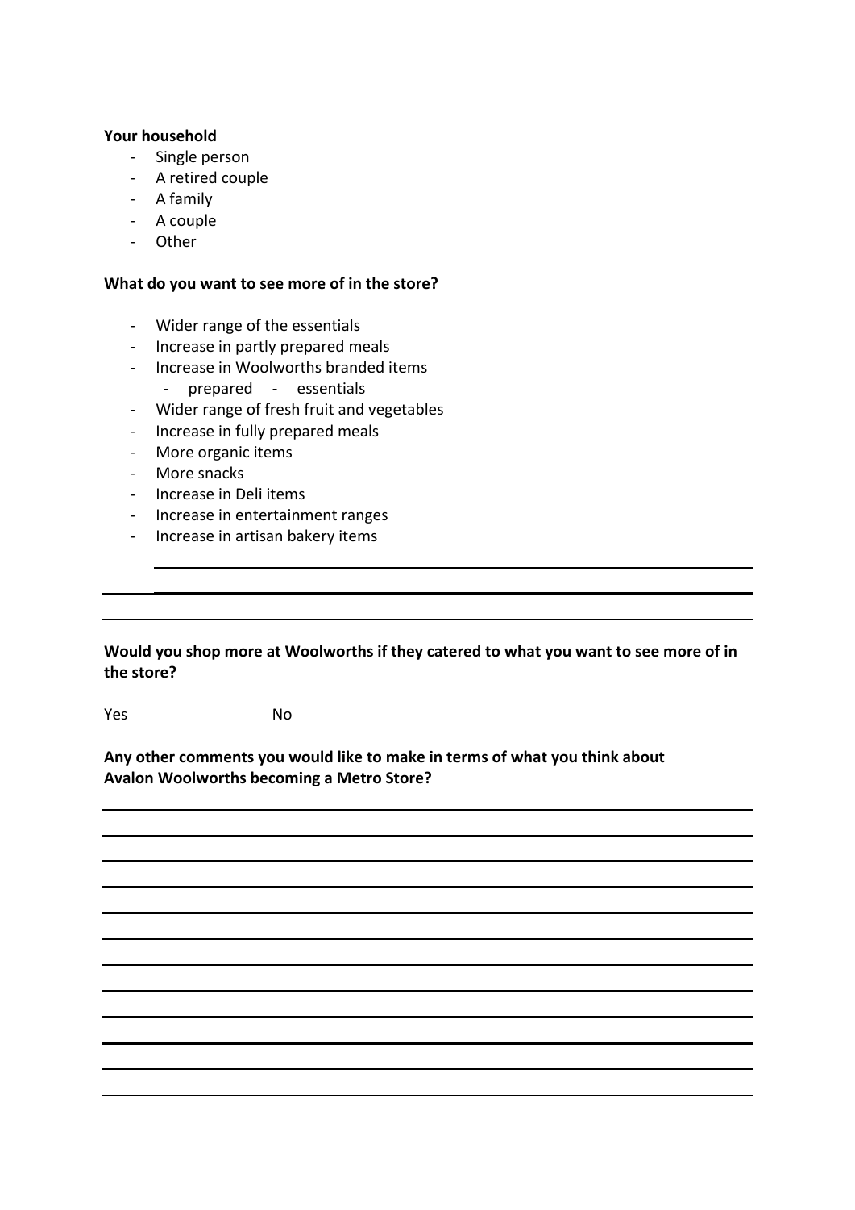**Your household**

- Single person
- A retired couple
- A family
- A couple
- Other

**What do you want to see more of in the store?**

- Wider range of the essentials
- Increase in partly prepared meals
- Increase in Woolworths branded items
    - prepared - essentials
- Wider range of fresh fruit and vegetables
- Increase in fully prepared meals
- More organic items
- More snacks
- Increase in Deli items
- Increase in entertainment ranges
- Increase in artisan bakery items

**Would you shop more at Woolworths if they catered to what you want to see more of in the store?**

Yes No

**Any other comments you would like to make in terms of what you think about Avalon Woolworths becoming a Metro Store?**